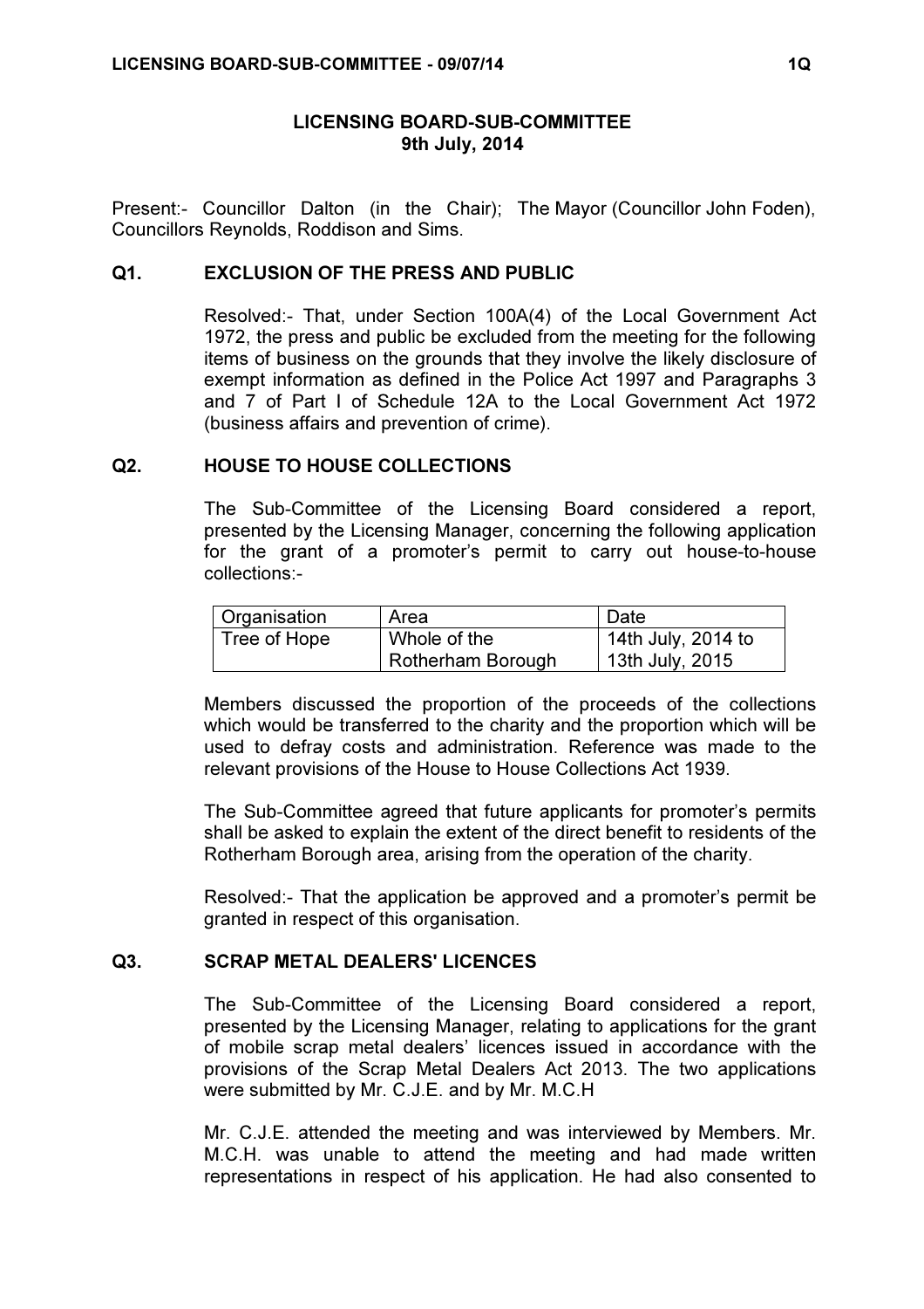# LICENSING BOARD-SUB-COMMITTEE
**9th July, 2014**

Present:- Councillor Dalton (in the Chair); The Mayor (Councillor John Foden), Councillors Reynolds, Roddison and Sims.

## Q1. EXCLUSION OF THE PRESS AND PUBLIC

Resolved:- That, under Section 100A(4) of the Local Government Act 1972, the press and public be excluded from the meeting for the following items of business on the grounds that they involve the likely disclosure of exempt information as defined in the Police Act 1997 and Paragraphs 3 and 7 of Part I of Schedule 12A to the Local Government Act 1972 (business affairs and prevention of crime).

## Q2. HOUSE TO HOUSE COLLECTIONS

The Sub-Committee of the Licensing Board considered a report, presented by the Licensing Manager, concerning the following application for the grant of a promoter's permit to carry out house-to-house collections:-

| Organisation | Area | Date |
|---|---|---|
| Tree of Hope | Whole of the Rotherham Borough | 14th July, 2014 to 13th July, 2015 |

Members discussed the proportion of the proceeds of the collections which would be transferred to the charity and the proportion which will be used to defray costs and administration. Reference was made to the relevant provisions of the House to House Collections Act 1939.

The Sub-Committee agreed that future applicants for promoter's permits shall be asked to explain the extent of the direct benefit to residents of the Rotherham Borough area, arising from the operation of the charity.

Resolved:- That the application be approved and a promoter's permit be granted in respect of this organisation.

## Q3. SCRAP METAL DEALERS' LICENCES

The Sub-Committee of the Licensing Board considered a report, presented by the Licensing Manager, relating to applications for the grant of mobile scrap metal dealers' licences issued in accordance with the provisions of the Scrap Metal Dealers Act 2013. The two applications were submitted by Mr. C.J.E. and by Mr. M.C.H

Mr. C.J.E. attended the meeting and was interviewed by Members. Mr. M.C.H. was unable to attend the meeting and had made written representations in respect of his application. He had also consented to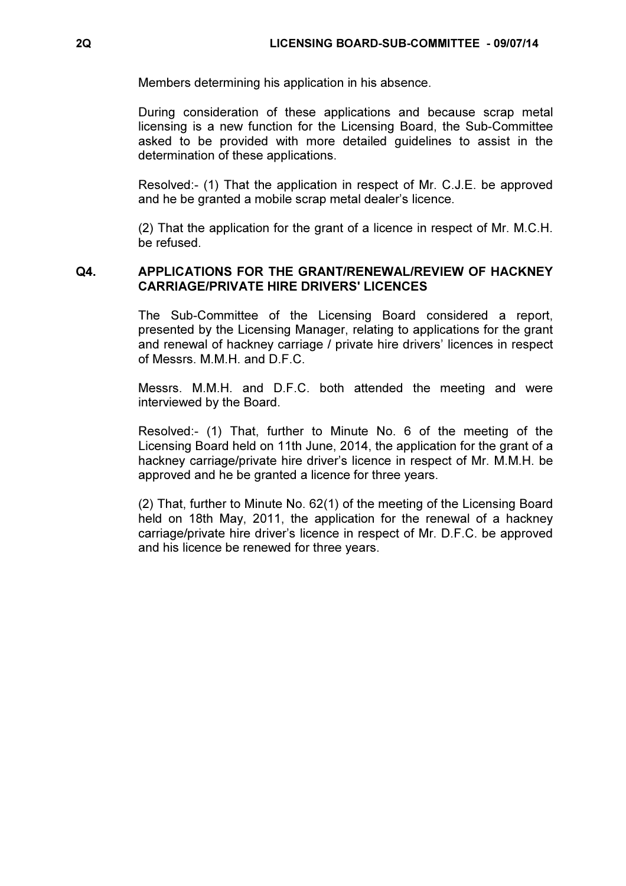Members determining his application in his absence.

During consideration of these applications and because scrap metal licensing is a new function for the Licensing Board, the Sub-Committee asked to be provided with more detailed guidelines to assist in the determination of these applications.

Resolved:- (1) That the application in respect of Mr. C.J.E. be approved and he be granted a mobile scrap metal dealer's licence.

(2) That the application for the grant of a licence in respect of Mr. M.C.H. be refused.

## Q4. APPLICATIONS FOR THE GRANT/RENEWAL/REVIEW OF HACKNEY CARRIAGE/PRIVATE HIRE DRIVERS' LICENCES

The Sub-Committee of the Licensing Board considered a report, presented by the Licensing Manager, relating to applications for the grant and renewal of hackney carriage / private hire drivers' licences in respect of Messrs. M.M.H. and D.F.C.

Messrs. M.M.H. and D.F.C. both attended the meeting and were interviewed by the Board.

Resolved:- (1) That, further to Minute No. 6 of the meeting of the Licensing Board held on 11th June, 2014, the application for the grant of a hackney carriage/private hire driver's licence in respect of Mr. M.M.H. be approved and he be granted a licence for three years.

(2) That, further to Minute No. 62(1) of the meeting of the Licensing Board held on 18th May, 2011, the application for the renewal of a hackney carriage/private hire driver's licence in respect of Mr. D.F.C. be approved and his licence be renewed for three years.